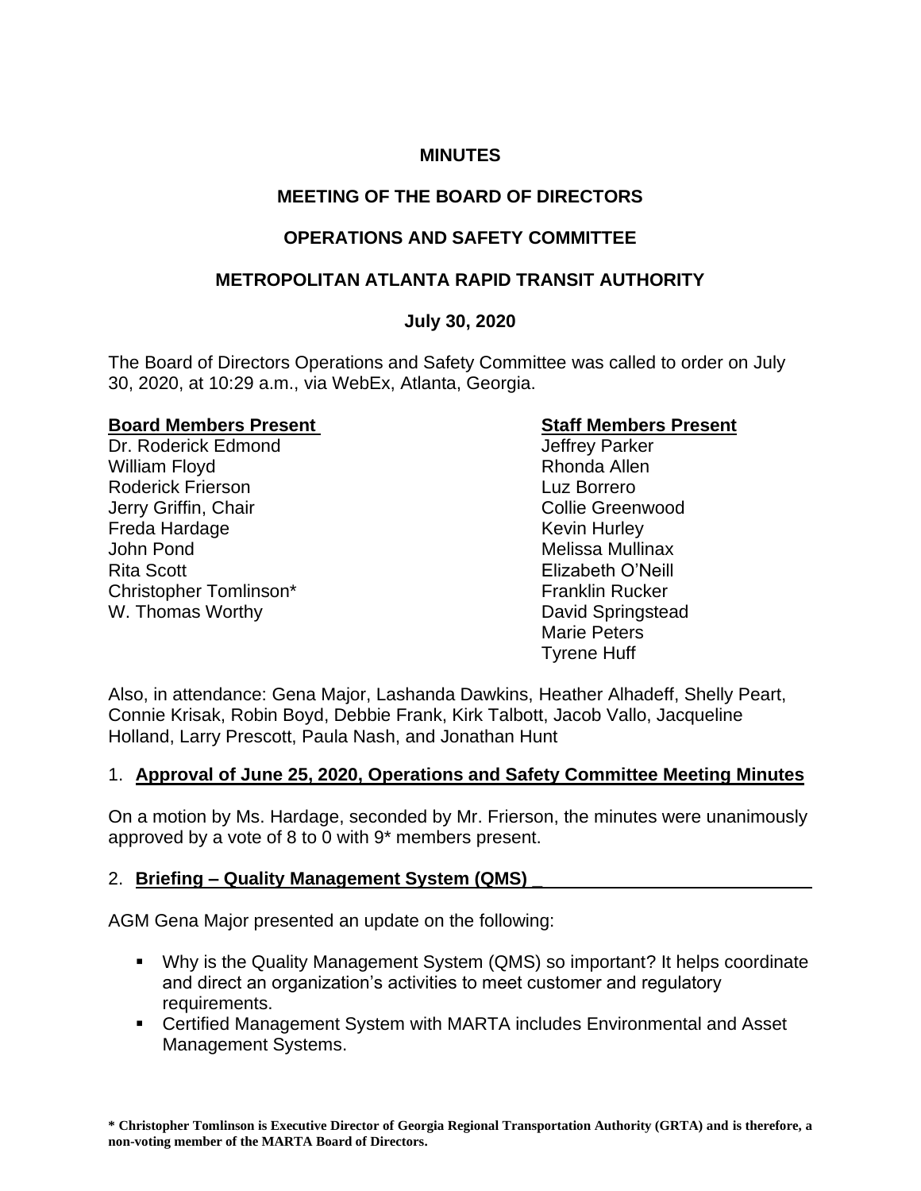# MINUTES

## MEETING OF THE BOARD OF DIRECTORS

## OPERATIONS AND SAFETY COMMITTEE

## METROPOLITAN ATLANTA RAPID TRANSIT AUTHORITY

**July 30, 2020**

The Board of Directors Operations and Safety Committee was called to order on July 30, 2020, at 10:29 a.m., via WebEx, Atlanta, Georgia.

| **Board Members Present** | **Staff Members Present** |
|---|---|
| Dr. Roderick Edmond | Jeffrey Parker |
| William Floyd | Rhonda Allen |
| Roderick Frierson | Luz Borrero |
| Jerry Griffin, Chair | Collie Greenwood |
| Freda Hardage | Kevin Hurley |
| John Pond | Melissa Mullinax |
| Rita Scott | Elizabeth O'Neill |
| Christopher Tomlinson* | Franklin Rucker |
| W. Thomas Worthy | David Springstead |
| | Marie Peters |
| | Tyrene Huff |

Also, in attendance: Gena Major, Lashanda Dawkins, Heather Alhadeff, Shelly Peart, Connie Krisak, Robin Boyd, Debbie Frank, Kirk Talbott, Jacob Vallo, Jacqueline Holland, Larry Prescott, Paula Nash, and Jonathan Hunt

1. **Approval of June 25, 2020, Operations and Safety Committee Meeting Minutes**

On a motion by Ms. Hardage, seconded by Mr. Frierson, the minutes were unanimously approved by a vote of 8 to 0 with 9* members present.

2. **Briefing – Quality Management System (QMS)**

AGM Gena Major presented an update on the following:

- Why is the Quality Management System (QMS) so important? It helps coordinate and direct an organization's activities to meet customer and regulatory requirements.
- Certified Management System with MARTA includes Environmental and Asset Management Systems.

**\* Christopher Tomlinson is Executive Director of Georgia Regional Transportation Authority (GRTA) and is therefore, a non-voting member of the MARTA Board of Directors.**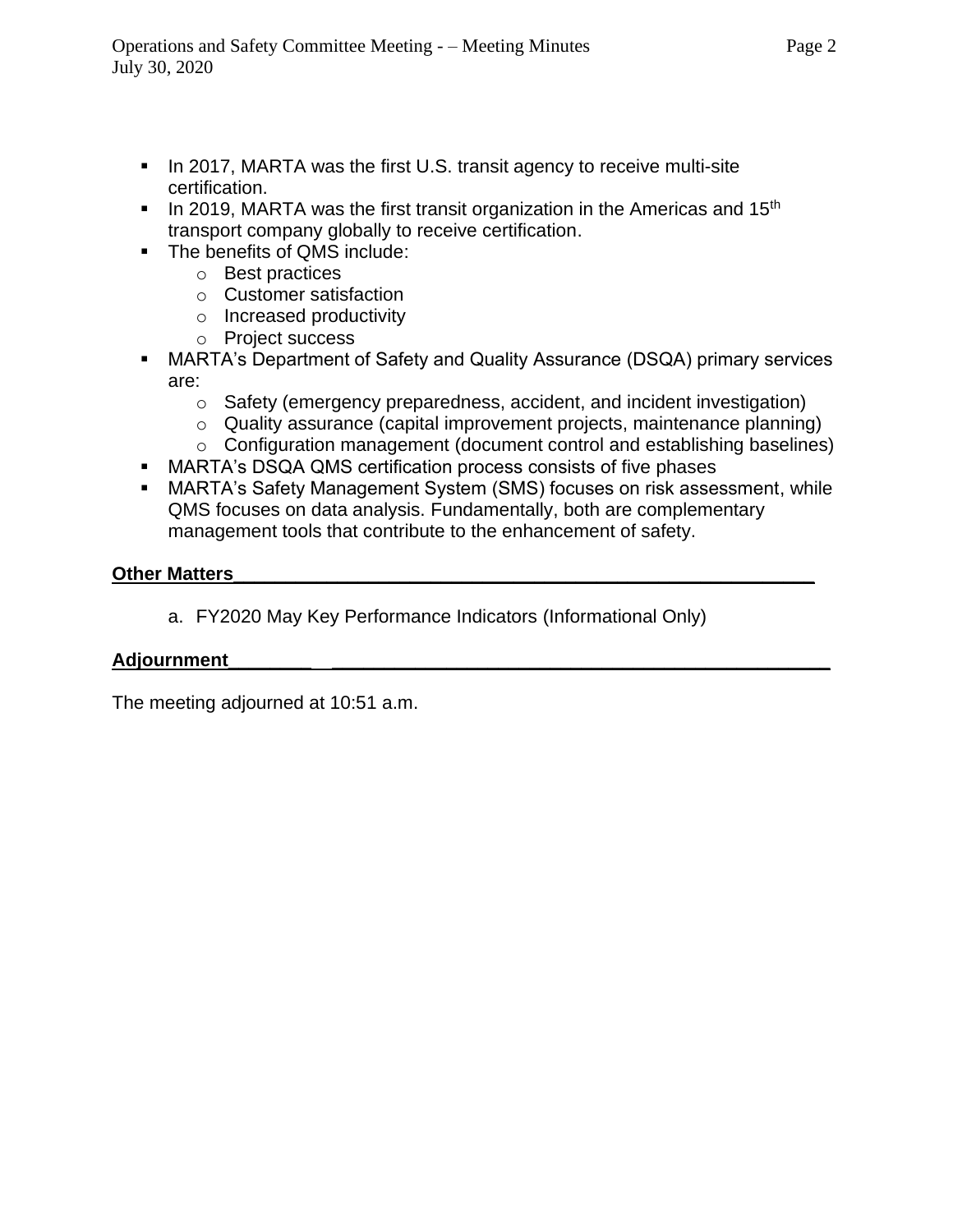- In 2017, MARTA was the first U.S. transit agency to receive multi-site certification.
- In 2019, MARTA was the first transit organization in the Americas and 15th transport company globally to receive certification.
- The benefits of QMS include:
  - Best practices
  - Customer satisfaction
  - Increased productivity
  - Project success
- MARTA's Department of Safety and Quality Assurance (DSQA) primary services are:
  - Safety (emergency preparedness, accident, and incident investigation)
  - Quality assurance (capital improvement projects, maintenance planning)
  - Configuration management (document control and establishing baselines)
- MARTA's DSQA QMS certification process consists of five phases
- MARTA's Safety Management System (SMS) focuses on risk assessment, while QMS focuses on data analysis. Fundamentally, both are complementary management tools that contribute to the enhancement of safety.

**Other Matters**

a. FY2020 May Key Performance Indicators (Informational Only)

**Adjournment**

The meeting adjourned at 10:51 a.m.